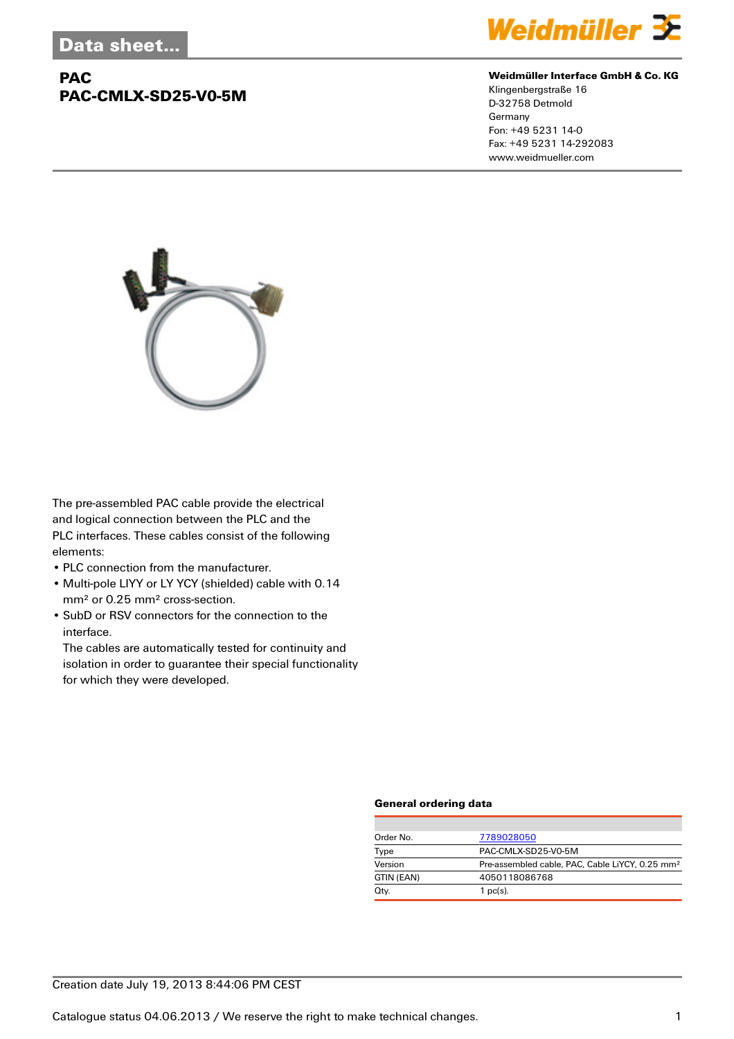Data sheet...

# PAC
## PAC-CMLX-SD25-V0-5M

**Weidmüller Interface GmbH & Co. KG**
Klingenbergstraße 16
D-32758 Detmold
Germany
Fon: +49 5231 14-0
Fax: +49 5231 14-292083
www.weidmueller.com

The pre-assembled PAC cable provide the electrical and logical connection between the PLC and the PLC interfaces. These cables consist of the following elements:

- PLC connection from the manufacturer.
- Multi-pole LIYY or LY YCY (shielded) cable with 0.14 mm² or 0.25 mm² cross-section.
- SubD or RSV connectors for the connection to the interface.
  The cables are automatically tested for continuity and isolation in order to guarantee their special functionality for which they were developed.

### General ordering data

| | |
|---|---|
| Order No. | 7789028050 |
| Type | PAC-CMLX-SD25-V0-5M |
| Version | Pre-assembled cable, PAC, Cable LiYCY, 0.25 mm² |
| GTIN (EAN) | 4050118086768 |
| Qty. | 1 pc(s). |

Creation date July 19, 2013 8:44:06 PM CEST

Catalogue status 04.06.2013 / We reserve the right to make technical changes.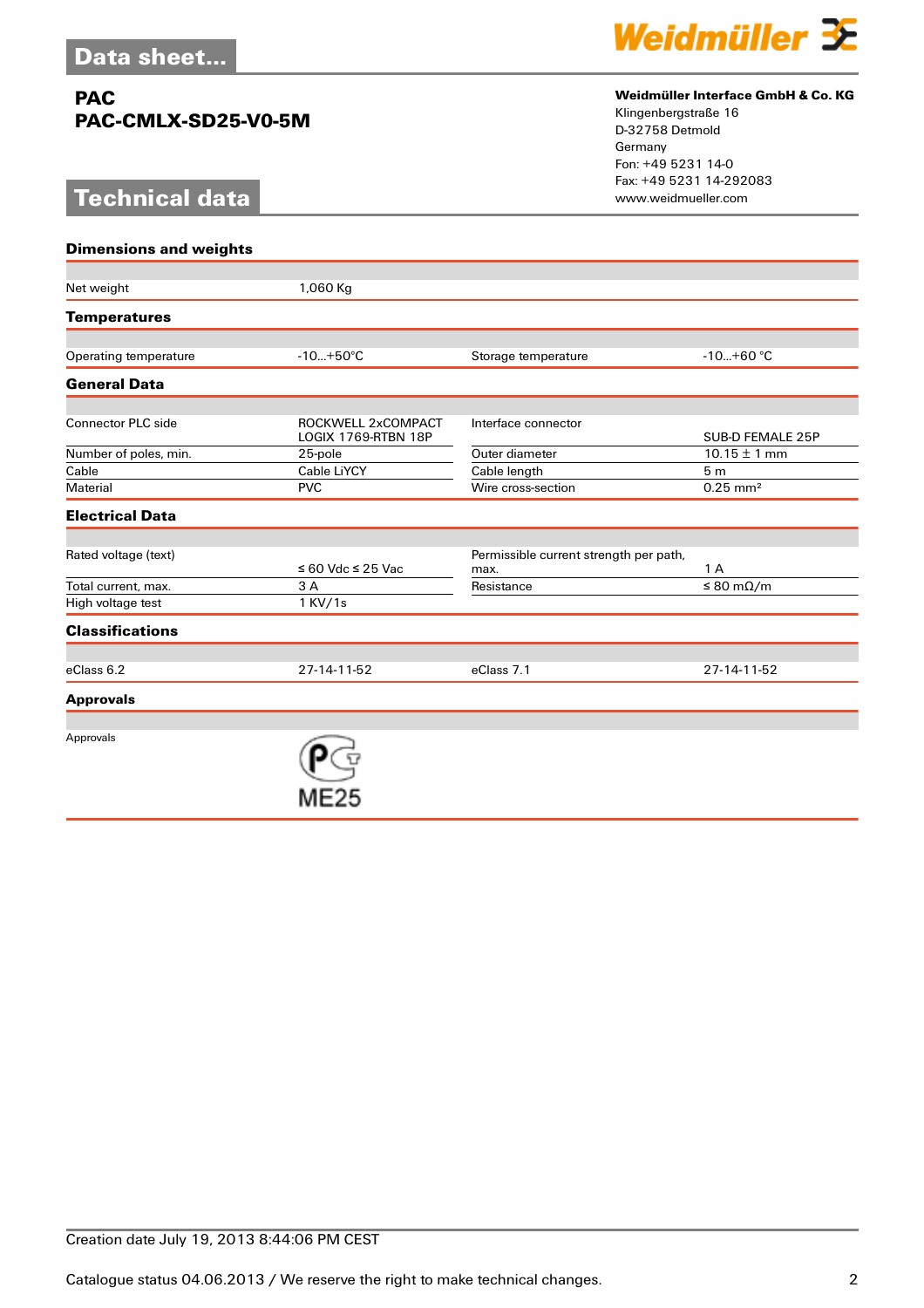Data sheet...

**PAC**
**PAC-CMLX-SD25-V0-5M**

**Weidmüller Interface GmbH & Co. KG**
Klingenbergstraße 16
D-32758 Detmold
Germany
Fon: +49 5231 14-0
Fax: +49 5231 14-292083
www.weidmueller.com

# Technical data

### Dimensions and weights

| | | | |
|---|---|---|---|
| Net weight | 1,060 Kg | | |

### Temperatures

| | | | |
|---|---|---|---|
| Operating temperature | -10...+50°C | Storage temperature | -10...+60 °C |

### General Data

| | | | |
|---|---|---|---|
| Connector PLC side | ROCKWELL 2xCOMPACT LOGIX 1769-RTBN 18P | Interface connector | SUB-D FEMALE 25P |
| Number of poles, min. | 25-pole | Outer diameter | 10.15 ± 1 mm |
| Cable | Cable LiYCY | Cable length | 5 m |
| Material | PVC | Wire cross-section | 0.25 mm² |

### Electrical Data

| | | | |
|---|---|---|---|
| Rated voltage (text) | ≤ 60 Vdc ≤ 25 Vac | Permissible current strength per path, max. | 1 A |
| Total current, max. | 3 A | Resistance | ≤ 80 mΩ/m |
| High voltage test | 1 KV/1s | | |

### Classifications

| | | | |
|---|---|---|---|
| eClass 6.2 | 27-14-11-52 | eClass 7.1 | 27-14-11-52 |

### Approvals

| | |
|---|---|
| Approvals | ME25 |

Creation date July 19, 2013 8:44:06 PM CEST

Catalogue status 04.06.2013 / We reserve the right to make technical changes.